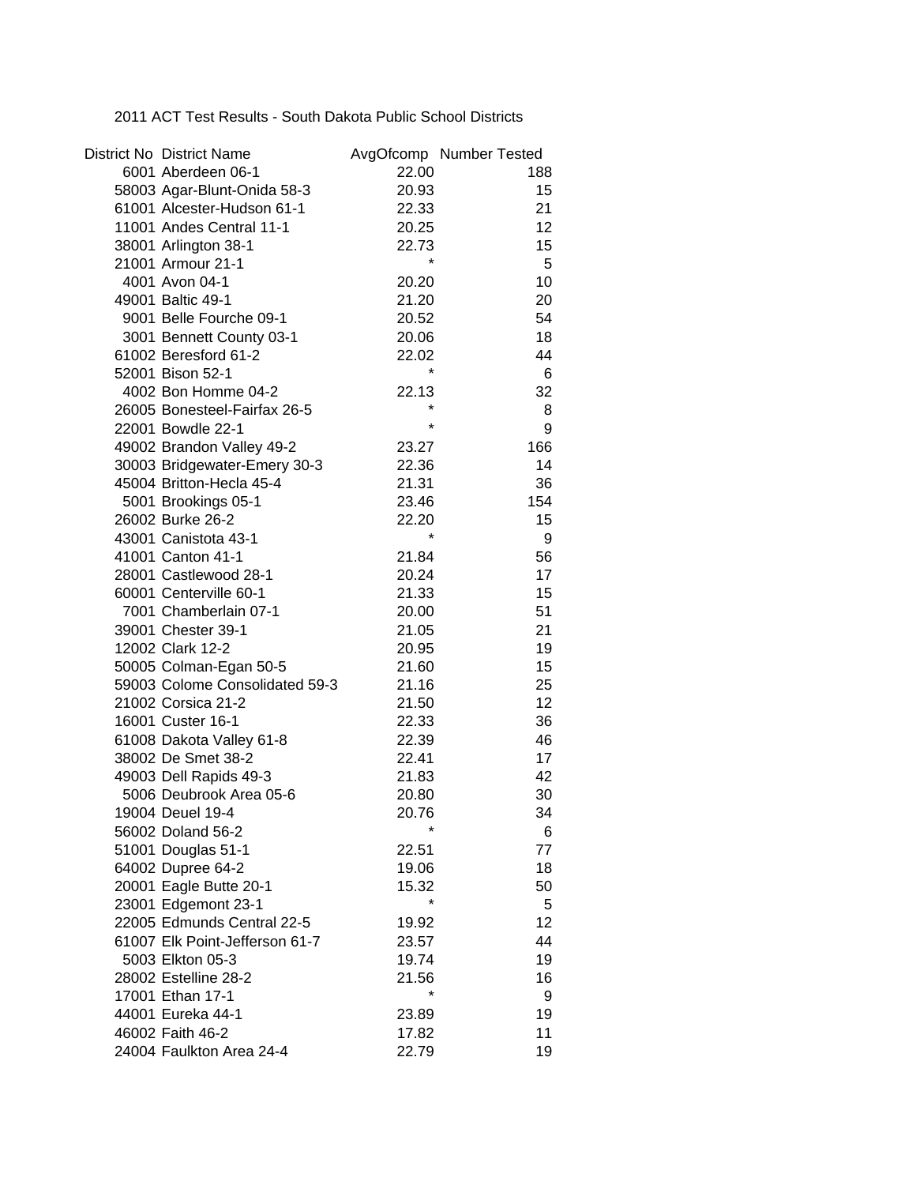2011 ACT Test Results - South Dakota Public School Districts

| District No | District Name | AvgOfcomp | Number Tested |
|---|---|---|---|
| 6001 | Aberdeen 06-1 | 22.00 | 188 |
| 58003 | Agar-Blunt-Onida 58-3 | 20.93 | 15 |
| 61001 | Alcester-Hudson 61-1 | 22.33 | 21 |
| 11001 | Andes Central 11-1 | 20.25 | 12 |
| 38001 | Arlington 38-1 | 22.73 | 15 |
| 21001 | Armour 21-1 | * | 5 |
| 4001 | Avon 04-1 | 20.20 | 10 |
| 49001 | Baltic 49-1 | 21.20 | 20 |
| 9001 | Belle Fourche 09-1 | 20.52 | 54 |
| 3001 | Bennett County 03-1 | 20.06 | 18 |
| 61002 | Beresford 61-2 | 22.02 | 44 |
| 52001 | Bison 52-1 | * | 6 |
| 4002 | Bon Homme 04-2 | 22.13 | 32 |
| 26005 | Bonesteel-Fairfax 26-5 | * | 8 |
| 22001 | Bowdle 22-1 | * | 9 |
| 49002 | Brandon Valley 49-2 | 23.27 | 166 |
| 30003 | Bridgewater-Emery 30-3 | 22.36 | 14 |
| 45004 | Britton-Hecla 45-4 | 21.31 | 36 |
| 5001 | Brookings 05-1 | 23.46 | 154 |
| 26002 | Burke 26-2 | 22.20 | 15 |
| 43001 | Canistota 43-1 | * | 9 |
| 41001 | Canton 41-1 | 21.84 | 56 |
| 28001 | Castlewood 28-1 | 20.24 | 17 |
| 60001 | Centerville 60-1 | 21.33 | 15 |
| 7001 | Chamberlain 07-1 | 20.00 | 51 |
| 39001 | Chester 39-1 | 21.05 | 21 |
| 12002 | Clark 12-2 | 20.95 | 19 |
| 50005 | Colman-Egan 50-5 | 21.60 | 15 |
| 59003 | Colome Consolidated 59-3 | 21.16 | 25 |
| 21002 | Corsica 21-2 | 21.50 | 12 |
| 16001 | Custer 16-1 | 22.33 | 36 |
| 61008 | Dakota Valley 61-8 | 22.39 | 46 |
| 38002 | De Smet 38-2 | 22.41 | 17 |
| 49003 | Dell Rapids 49-3 | 21.83 | 42 |
| 5006 | Deubrook Area 05-6 | 20.80 | 30 |
| 19004 | Deuel 19-4 | 20.76 | 34 |
| 56002 | Doland 56-2 | * | 6 |
| 51001 | Douglas 51-1 | 22.51 | 77 |
| 64002 | Dupree 64-2 | 19.06 | 18 |
| 20001 | Eagle Butte 20-1 | 15.32 | 50 |
| 23001 | Edgemont 23-1 | * | 5 |
| 22005 | Edmunds Central 22-5 | 19.92 | 12 |
| 61007 | Elk Point-Jefferson 61-7 | 23.57 | 44 |
| 5003 | Elkton 05-3 | 19.74 | 19 |
| 28002 | Estelline 28-2 | 21.56 | 16 |
| 17001 | Ethan 17-1 | * | 9 |
| 44001 | Eureka 44-1 | 23.89 | 19 |
| 46002 | Faith 46-2 | 17.82 | 11 |
| 24004 | Faulkton Area 24-4 | 22.79 | 19 |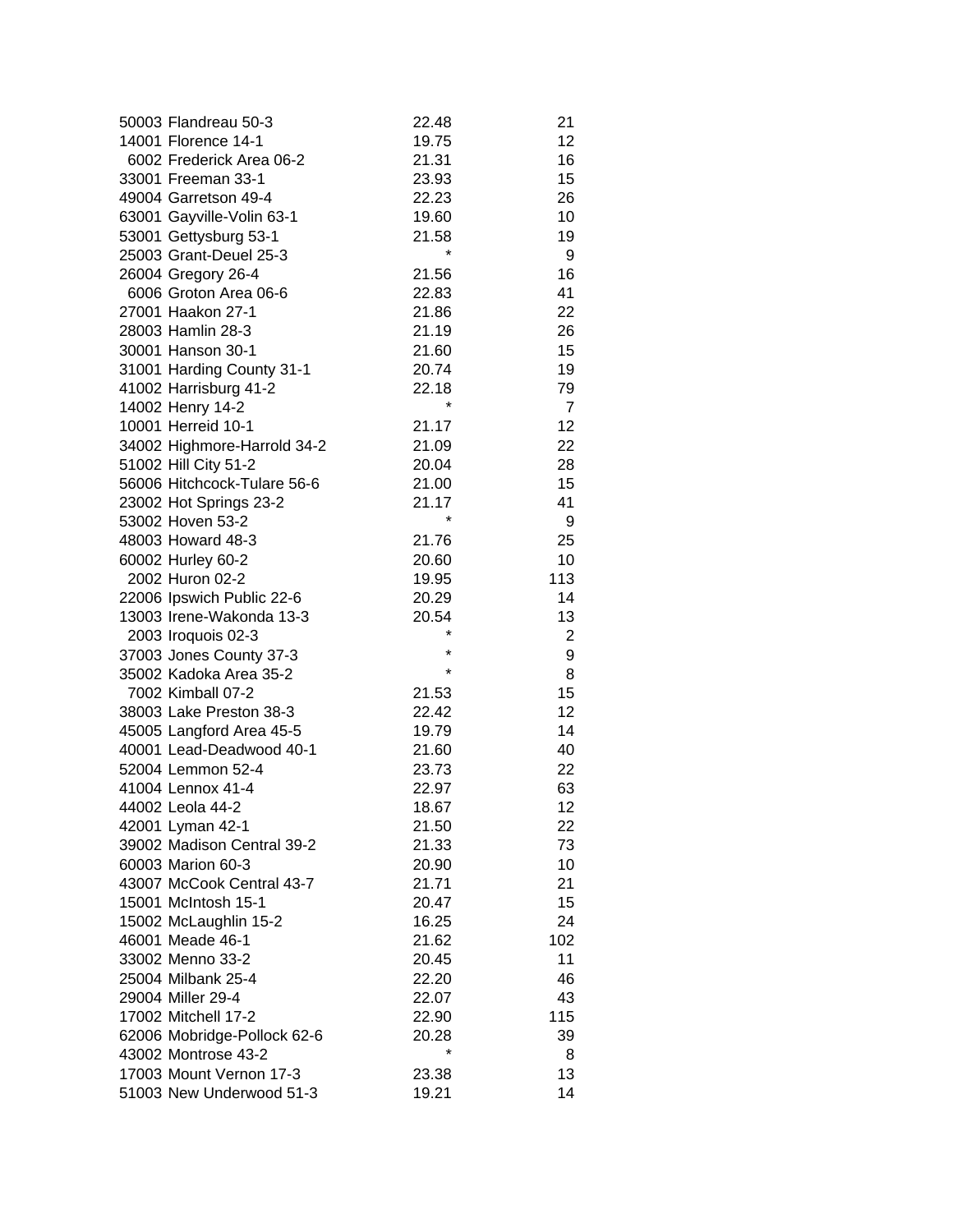| | | |
|---|---|---|
| 50003 Flandreau 50-3 | 22.48 | 21 |
| 14001 Florence 14-1 | 19.75 | 12 |
| 6002 Frederick Area 06-2 | 21.31 | 16 |
| 33001 Freeman 33-1 | 23.93 | 15 |
| 49004 Garretson 49-4 | 22.23 | 26 |
| 63001 Gayville-Volin 63-1 | 19.60 | 10 |
| 53001 Gettysburg 53-1 | 21.58 | 19 |
| 25003 Grant-Deuel 25-3 | * | 9 |
| 26004 Gregory 26-4 | 21.56 | 16 |
| 6006 Groton Area 06-6 | 22.83 | 41 |
| 27001 Haakon 27-1 | 21.86 | 22 |
| 28003 Hamlin 28-3 | 21.19 | 26 |
| 30001 Hanson 30-1 | 21.60 | 15 |
| 31001 Harding County 31-1 | 20.74 | 19 |
| 41002 Harrisburg 41-2 | 22.18 | 79 |
| 14002 Henry 14-2 | * | 7 |
| 10001 Herreid 10-1 | 21.17 | 12 |
| 34002 Highmore-Harrold 34-2 | 21.09 | 22 |
| 51002 Hill City 51-2 | 20.04 | 28 |
| 56006 Hitchcock-Tulare 56-6 | 21.00 | 15 |
| 23002 Hot Springs 23-2 | 21.17 | 41 |
| 53002 Hoven 53-2 | * | 9 |
| 48003 Howard 48-3 | 21.76 | 25 |
| 60002 Hurley 60-2 | 20.60 | 10 |
| 2002 Huron 02-2 | 19.95 | 113 |
| 22006 Ipswich Public 22-6 | 20.29 | 14 |
| 13003 Irene-Wakonda 13-3 | 20.54 | 13 |
| 2003 Iroquois 02-3 | * | 2 |
| 37003 Jones County 37-3 | * | 9 |
| 35002 Kadoka Area 35-2 | * | 8 |
| 7002 Kimball 07-2 | 21.53 | 15 |
| 38003 Lake Preston 38-3 | 22.42 | 12 |
| 45005 Langford Area 45-5 | 19.79 | 14 |
| 40001 Lead-Deadwood 40-1 | 21.60 | 40 |
| 52004 Lemmon 52-4 | 23.73 | 22 |
| 41004 Lennox 41-4 | 22.97 | 63 |
| 44002 Leola 44-2 | 18.67 | 12 |
| 42001 Lyman 42-1 | 21.50 | 22 |
| 39002 Madison Central 39-2 | 21.33 | 73 |
| 60003 Marion 60-3 | 20.90 | 10 |
| 43007 McCook Central 43-7 | 21.71 | 21 |
| 15001 McIntosh 15-1 | 20.47 | 15 |
| 15002 McLaughlin 15-2 | 16.25 | 24 |
| 46001 Meade 46-1 | 21.62 | 102 |
| 33002 Menno 33-2 | 20.45 | 11 |
| 25004 Milbank 25-4 | 22.20 | 46 |
| 29004 Miller 29-4 | 22.07 | 43 |
| 17002 Mitchell 17-2 | 22.90 | 115 |
| 62006 Mobridge-Pollock 62-6 | 20.28 | 39 |
| 43002 Montrose 43-2 | * | 8 |
| 17003 Mount Vernon 17-3 | 23.38 | 13 |
| 51003 New Underwood 51-3 | 19.21 | 14 |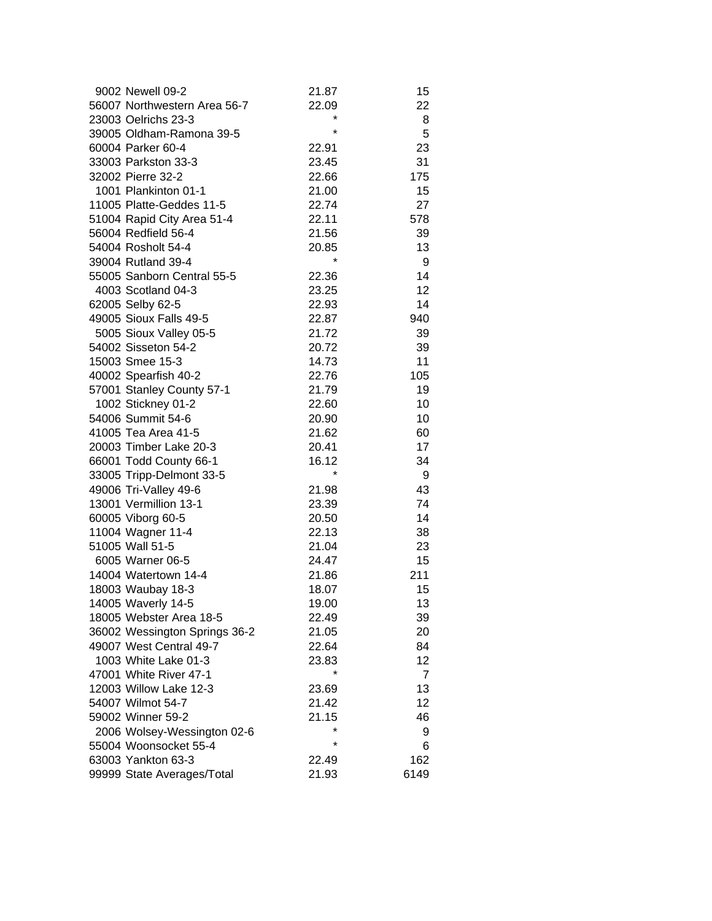| | | |
|---|---|---|
| 9002 Newell 09-2 | 21.87 | 15 |
| 56007 Northwestern Area 56-7 | 22.09 | 22 |
| 23003 Oelrichs 23-3 | * | 8 |
| 39005 Oldham-Ramona 39-5 | * | 5 |
| 60004 Parker 60-4 | 22.91 | 23 |
| 33003 Parkston 33-3 | 23.45 | 31 |
| 32002 Pierre 32-2 | 22.66 | 175 |
| 1001 Plankinton 01-1 | 21.00 | 15 |
| 11005 Platte-Geddes 11-5 | 22.74 | 27 |
| 51004 Rapid City Area 51-4 | 22.11 | 578 |
| 56004 Redfield 56-4 | 21.56 | 39 |
| 54004 Rosholt 54-4 | 20.85 | 13 |
| 39004 Rutland 39-4 | * | 9 |
| 55005 Sanborn Central 55-5 | 22.36 | 14 |
| 4003 Scotland 04-3 | 23.25 | 12 |
| 62005 Selby 62-5 | 22.93 | 14 |
| 49005 Sioux Falls 49-5 | 22.87 | 940 |
| 5005 Sioux Valley 05-5 | 21.72 | 39 |
| 54002 Sisseton 54-2 | 20.72 | 39 |
| 15003 Smee 15-3 | 14.73 | 11 |
| 40002 Spearfish 40-2 | 22.76 | 105 |
| 57001 Stanley County 57-1 | 21.79 | 19 |
| 1002 Stickney 01-2 | 22.60 | 10 |
| 54006 Summit 54-6 | 20.90 | 10 |
| 41005 Tea Area 41-5 | 21.62 | 60 |
| 20003 Timber Lake 20-3 | 20.41 | 17 |
| 66001 Todd County 66-1 | 16.12 | 34 |
| 33005 Tripp-Delmont 33-5 | * | 9 |
| 49006 Tri-Valley 49-6 | 21.98 | 43 |
| 13001 Vermillion 13-1 | 23.39 | 74 |
| 60005 Viborg 60-5 | 20.50 | 14 |
| 11004 Wagner 11-4 | 22.13 | 38 |
| 51005 Wall 51-5 | 21.04 | 23 |
| 6005 Warner 06-5 | 24.47 | 15 |
| 14004 Watertown 14-4 | 21.86 | 211 |
| 18003 Waubay 18-3 | 18.07 | 15 |
| 14005 Waverly 14-5 | 19.00 | 13 |
| 18005 Webster Area 18-5 | 22.49 | 39 |
| 36002 Wessington Springs 36-2 | 21.05 | 20 |
| 49007 West Central 49-7 | 22.64 | 84 |
| 1003 White Lake 01-3 | 23.83 | 12 |
| 47001 White River 47-1 | * | 7 |
| 12003 Willow Lake 12-3 | 23.69 | 13 |
| 54007 Wilmot 54-7 | 21.42 | 12 |
| 59002 Winner 59-2 | 21.15 | 46 |
| 2006 Wolsey-Wessington 02-6 | * | 9 |
| 55004 Woonsocket 55-4 | * | 6 |
| 63003 Yankton 63-3 | 22.49 | 162 |
| 99999 State Averages/Total | 21.93 | 6149 |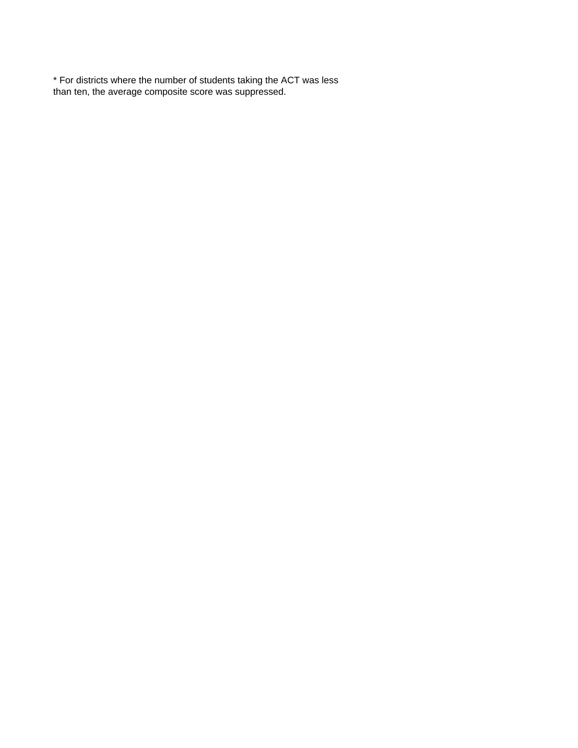* For districts where the number of students taking the ACT was less than ten, the average composite score was suppressed.